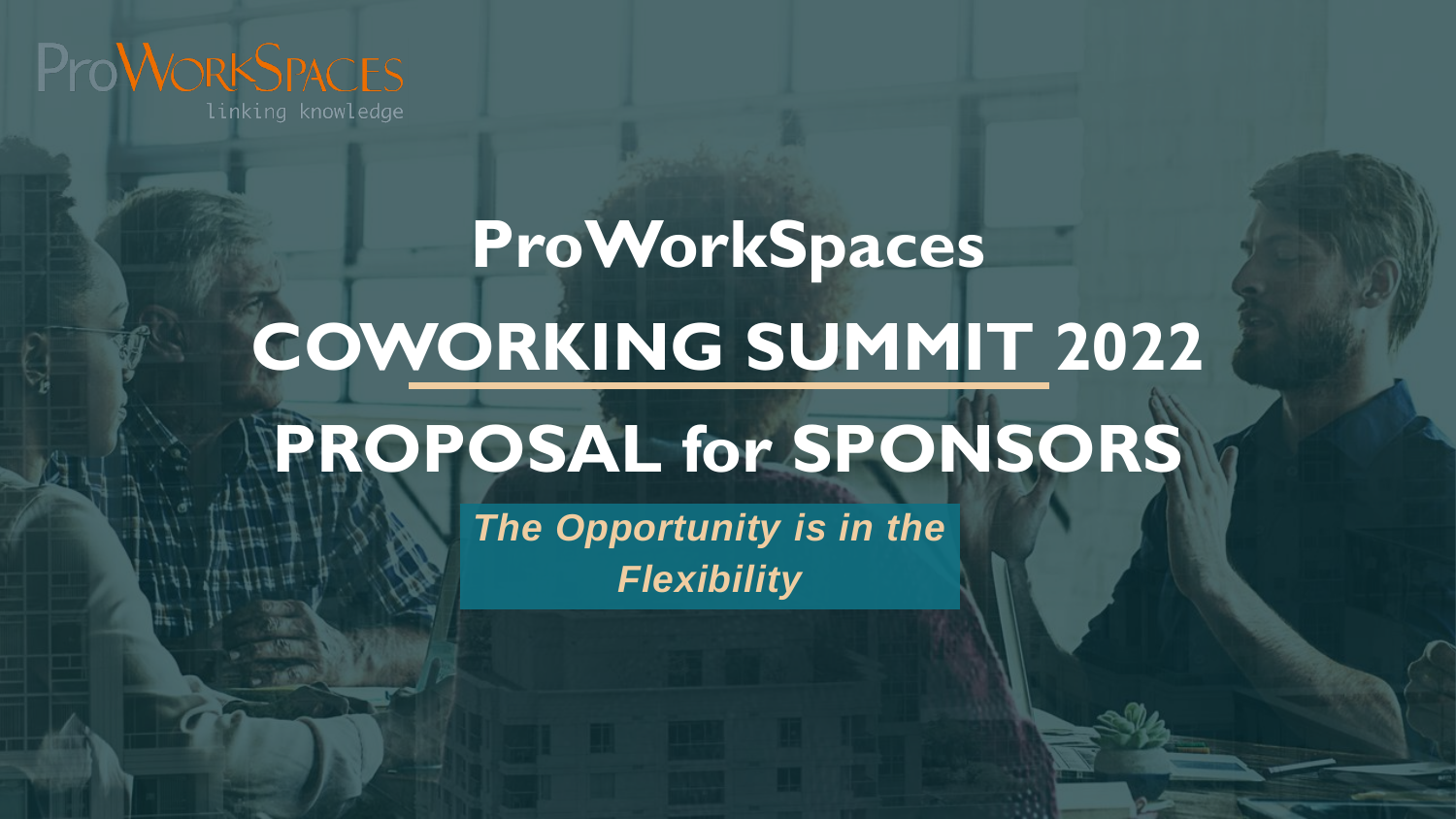ProWorkSpaces
linking knowledge

# ProWorkSpaces

# COWORKING SUMMIT 2022

# PROPOSAL for SPONSORS

***The Opportunity is in the Flexibility***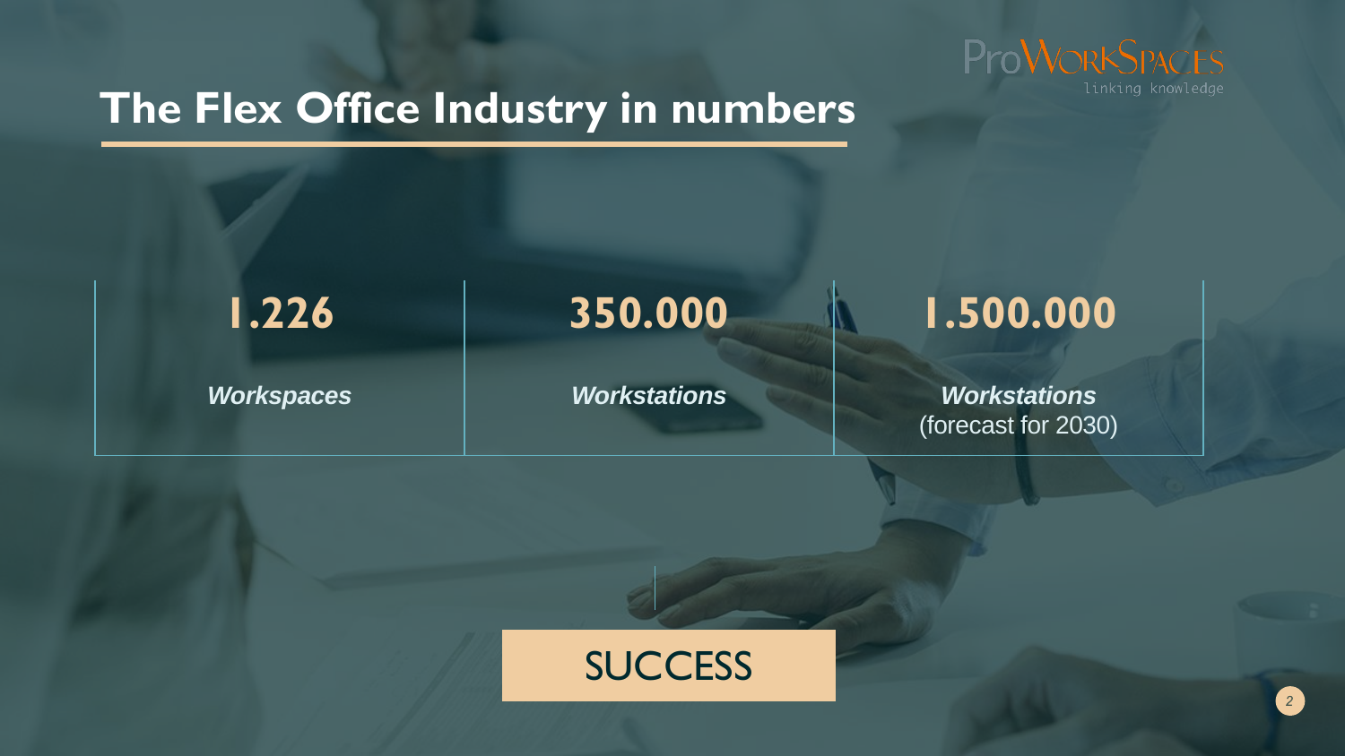ProWorkSpaces
linking knowledge

# The Flex Office Industry in numbers

| 1.226 | 350.000 | 1.500.000 |
| --- | --- | --- |
| ***Workspaces*** | ***Workstations*** | ***Workstations*** (forecast for 2030) |

SUCCESS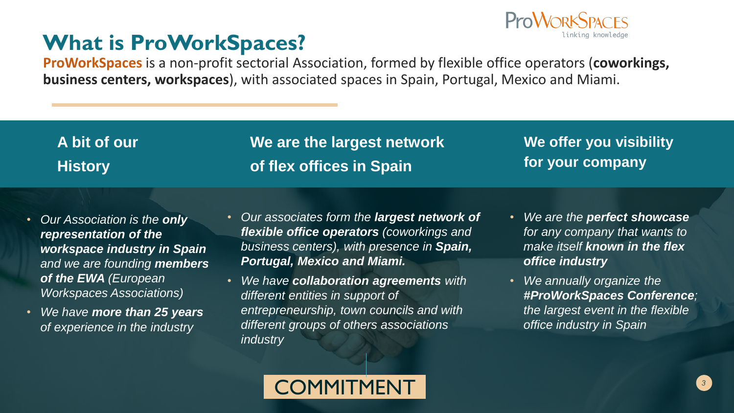# What is ProWorkSpaces?

**ProWorkSpaces** is a non-profit sectorial Association, formed by flexible office operators (**coworkings, business centers, workspaces**), with associated spaces in Spain, Portugal, Mexico and Miami.

## A bit of our History

- *Our Association is the **only representation of the workspace industry in Spain** and we are founding **members of the EWA** (European Workspaces Associations)*
- *We have **more than 25 years** of experience in the industry*

## We are the largest network of flex offices in Spain

- *Our associates form the **largest network of flexible office operators** (coworkings and business centers), with presence in **Spain, Portugal, Mexico and Miami.***
- *We have **collaboration agreements** with different entities in support of entrepreneurship, town councils and with different groups of others associations industry*

## We offer you visibility for your company

- *We are the **perfect showcase** for any company that wants to make itself **known in the flex office industry***
- *We annually organize the **#ProWorkSpaces Conference**; the largest event in the flexible office industry in Spain*

COMMITMENT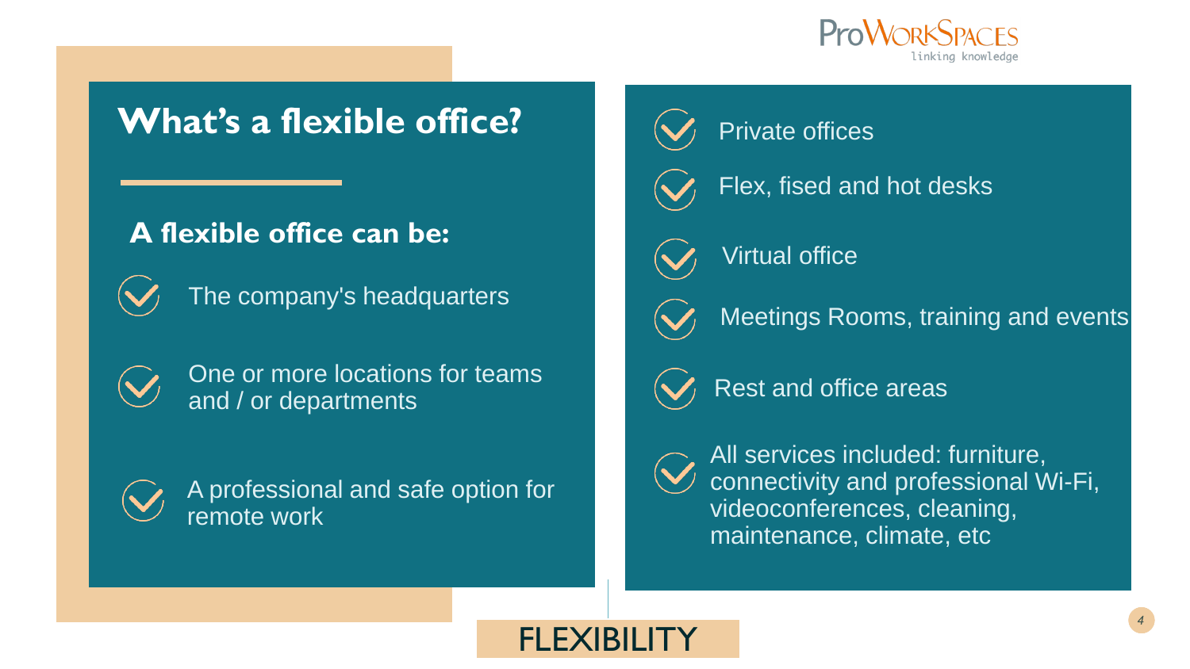ProWorkSpaces
linking knowledge

# What's a flexible office?

## A flexible office can be:

- The company's headquarters
- One or more locations for teams and / or departments
- A professional and safe option for remote work

- Private offices
- Flex, fised and hot desks
- Virtual office
- Meetings Rooms, training and events
- Rest and office areas
- All services included: furniture, connectivity and professional Wi-Fi, videoconferences, cleaning, maintenance, climate, etc

**FLEXIBILITY**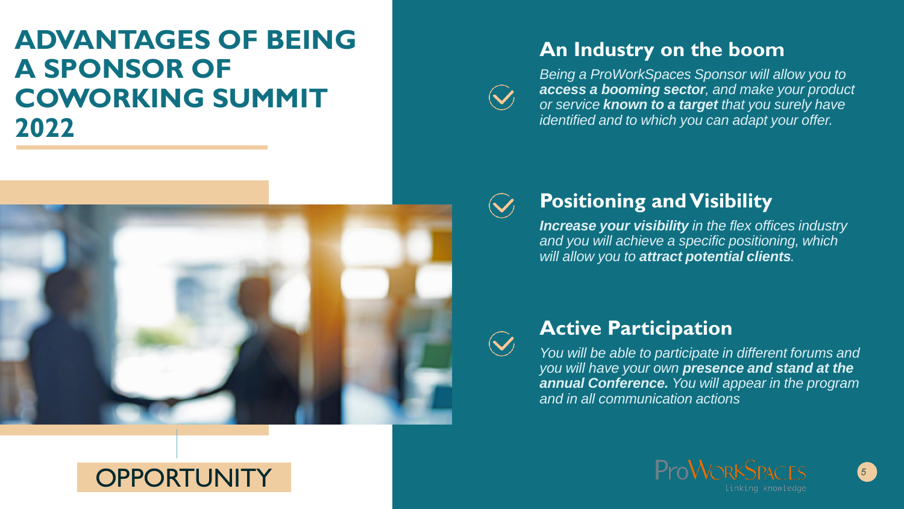# ADVANTAGES OF BEING A SPONSOR OF COWORKING SUMMIT 2022

OPPORTUNITY

## An Industry on the boom

*Being a ProWorkSpaces Sponsor will allow you to **access a booming sector**, and make your product or service **known to a target** that you surely have identified and to which you can adapt your offer.*

## Positioning and Visibility

***Increase your visibility** in the flex offices industry and you will achieve a specific positioning, which will allow you to **attract potential clients**.*

## Active Participation

*You will be able to participate in different forums and you will have your own **presence and stand at the annual Conference.** You will appear in the program and in all communication actions*

ProWorkSpaces
linking knowledge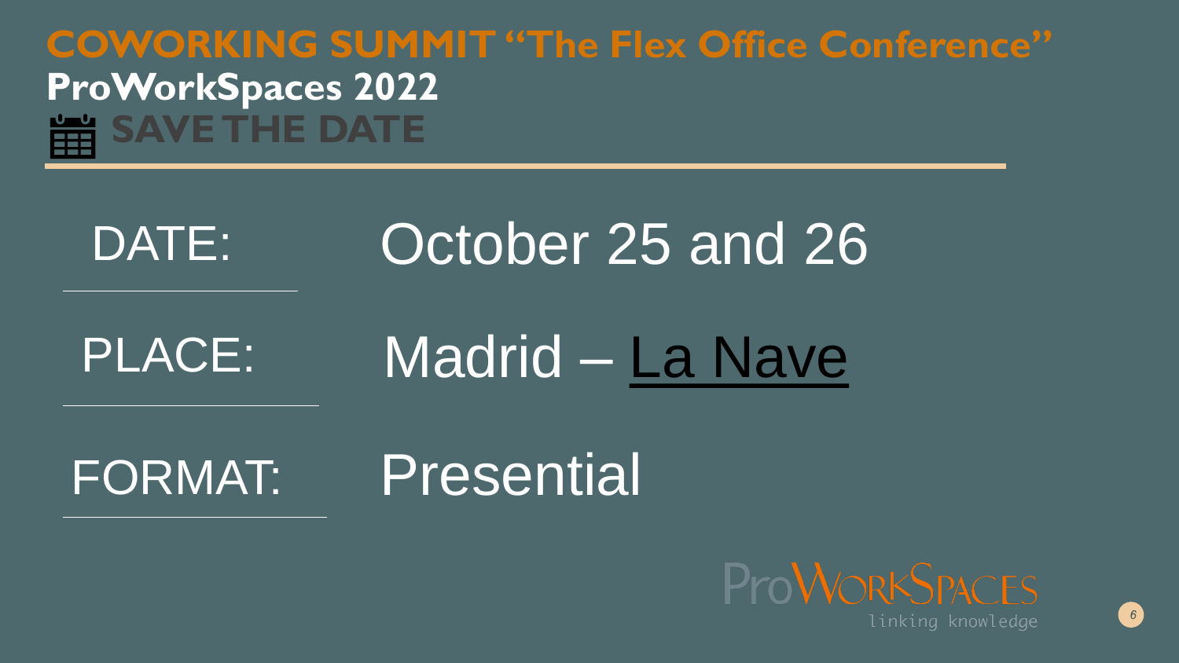# COWORKING SUMMIT "The Flex Office Conference"

## ProWorkSpaces 2022

### SAVE THE DATE

| | |
|---|---|
| DATE: | October 25 and 26 |
| PLACE: | Madrid – La Nave |
| FORMAT: | Presential |

ProWorkSpaces
linking knowledge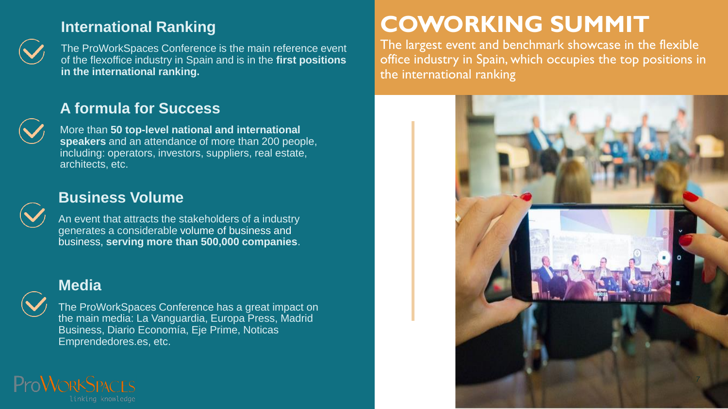# COWORKING SUMMIT

The largest event and benchmark showcase in the flexible office industry in Spain, which occupies the top positions in the international ranking

## International Ranking

The ProWorkSpaces Conference is the main reference event of the flexoffice industry in Spain and is in the **first positions in the international ranking.**

## A formula for Success

More than **50 top-level national and international speakers** and an attendance of more than 200 people, including: operators, investors, suppliers, real estate, architects, etc.

## Business Volume

An event that attracts the stakeholders of a industry generates a considerable volume of business and business, **serving more than 500,000 companies**.

## Media

The ProWorkSpaces Conference has a great impact on the main media: La Vanguardia, Europa Press, Madrid Business, Diario Economía, Eje Prime, Noticas Emprendedores.es, etc.

ProWorkSpaces
linking knowledge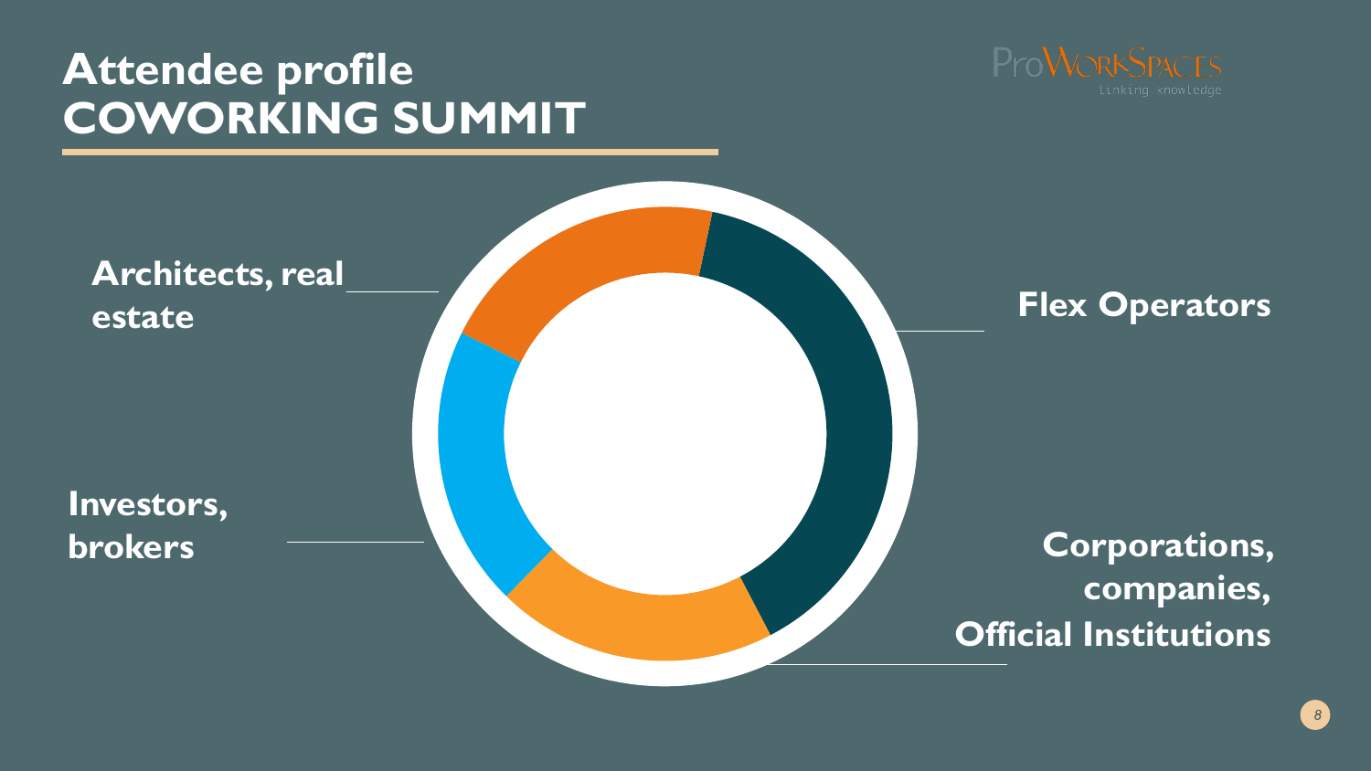# Attendee profile COWORKING SUMMIT

Architects, real estate

Flex Operators

Investors, brokers

Corporations, companies, Official Institutions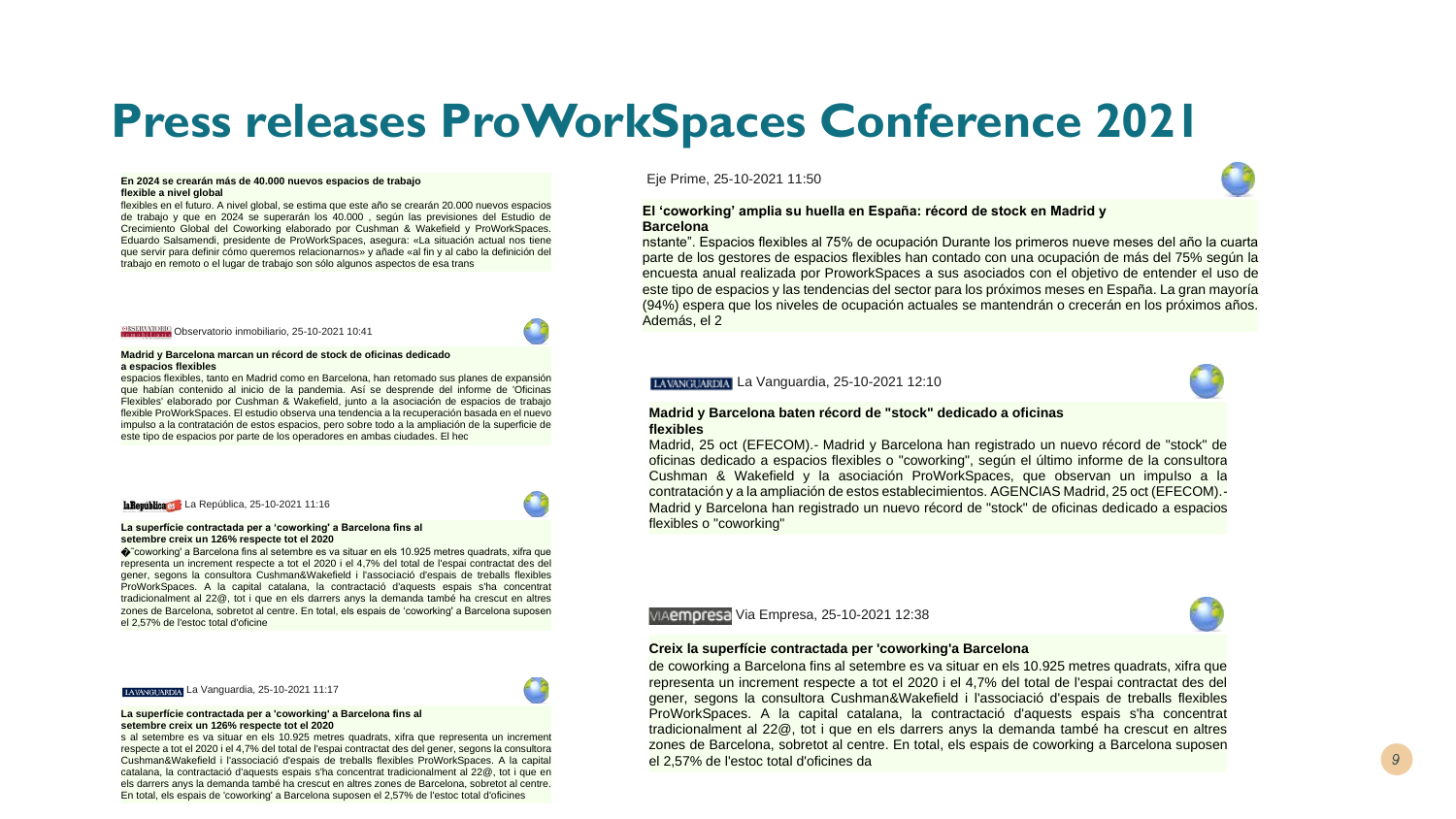# Press releases ProWorkSpaces Conference 2021

**En 2024 se crearán más de 40.000 nuevos espacios de trabajo flexible a nivel global**

flexibles en el futuro. A nivel global, se estima que este año se crearán 20.000 nuevos espacios de trabajo y que en 2024 se superarán los 40.000 , según las previsiones del Estudio de Crecimiento Global del Coworking elaborado por Cushman & Wakefield y ProWorkSpaces. Eduardo Salsamendi, presidente de ProWorkSpaces, asegura: «La situación actual nos tiene que servir para definir cómo queremos relacionarnos» y añade «al fin y al cabo la definición del trabajo en remoto o el lugar de trabajo son sólo algunos aspectos de esa trans

Observatorio inmobiliario, 25-10-2021 10:41

**Madrid y Barcelona marcan un récord de stock de oficinas dedicado a espacios flexibles**

espacios flexibles, tanto en Madrid como en Barcelona, han retomado sus planes de expansión que habían contenido al inicio de la pandemia. Así se desprende del informe de 'Oficinas Flexibles' elaborado por Cushman & Wakefield, junto a la asociación de espacios de trabajo flexible ProWorkSpaces. El estudio observa una tendencia a la recuperación basada en el nuevo impulso a la contratación de estos espacios, pero sobre todo a la ampliación de la superficie de este tipo de espacios por parte de los operadores en ambas ciudades. El hec

La República, 25-10-2021 11:16

**La superfície contractada per a 'coworking' a Barcelona fins al setembre creix un 126% respecte tot el 2020**

�¨coworking' a Barcelona fins al setembre es va situar en els 10.925 metres quadrats, xifra que representa un increment respecte a tot el 2020 i el 4,7% del total de l'espai contractat des del gener, segons la consultora Cushman&Wakefield i l'associació d'espais de treballs flexibles ProWorkSpaces. A la capital catalana, la contractació d'aquests espais s'ha concentrat tradicionalment al 22@, tot i que en els darrers anys la demanda també ha crescut en altres zones de Barcelona, sobretot al centre. En total, els espais de 'coworking' a Barcelona suposen el 2,57% de l'estoc total d'oficine

La Vanguardia, 25-10-2021 11:17

**La superfície contractada per a 'coworking' a Barcelona fins al setembre creix un 126% respecte tot el 2020**

s al setembre es va situar en els 10.925 metres quadrats, xifra que representa un increment respecte a tot el 2020 i el 4,7% del total de l'espai contractat des del gener, segons la consultora Cushman&Wakefield i l'associació d'espais de treballs flexibles ProWorkSpaces. A la capital catalana, la contractació d'aquests espais s'ha concentrat tradicionalment al 22@, tot i que en els darrers anys la demanda també ha crescut en altres zones de Barcelona, sobretot al centre. En total, els espais de 'coworking' a Barcelona suposen el 2,57% de l'estoc total d'oficines

Eje Prime, 25-10-2021 11:50

**El 'coworking' amplia su huella en España: récord de stock en Madrid y Barcelona**

nstante". Espacios flexibles al 75% de ocupación Durante los primeros nueve meses del año la cuarta parte de los gestores de espacios flexibles han contado con una ocupación de más del 75% según la encuesta anual realizada por ProworkSpaces a sus asociados con el objetivo de entender el uso de este tipo de espacios y las tendencias del sector para los próximos meses en España. La gran mayoría (94%) espera que los niveles de ocupación actuales se mantendrán o crecerán en los próximos años. Además, el 2

La Vanguardia, 25-10-2021 12:10

**Madrid y Barcelona baten récord de "stock" dedicado a oficinas flexibles**

Madrid, 25 oct (EFECOM).- Madrid y Barcelona han registrado un nuevo récord de "stock" de oficinas dedicado a espacios flexibles o "coworking", según el último informe de la consultora Cushman & Wakefield y la asociación ProWorkSpaces, que observan un impulso a la contratación y a la ampliación de estos establecimientos. AGENCIAS Madrid, 25 oct (EFECOM).- Madrid y Barcelona han registrado un nuevo récord de "stock" de oficinas dedicado a espacios flexibles o "coworking"

Via Empresa, 25-10-2021 12:38

**Creix la superfície contractada per 'coworking'a Barcelona**

de coworking a Barcelona fins al setembre es va situar en els 10.925 metres quadrats, xifra que representa un increment respecte a tot el 2020 i el 4,7% del total de l'espai contractat des del gener, segons la consultora Cushman&Wakefield i l'associació d'espais de treballs flexibles ProWorkSpaces. A la capital catalana, la contractació d'aquests espais s'ha concentrat tradicionalment al 22@, tot i que en els darrers anys la demanda també ha crescut en altres zones de Barcelona, sobretot al centre. En total, els espais de coworking a Barcelona suposen el 2,57% de l'estoc total d'oficines da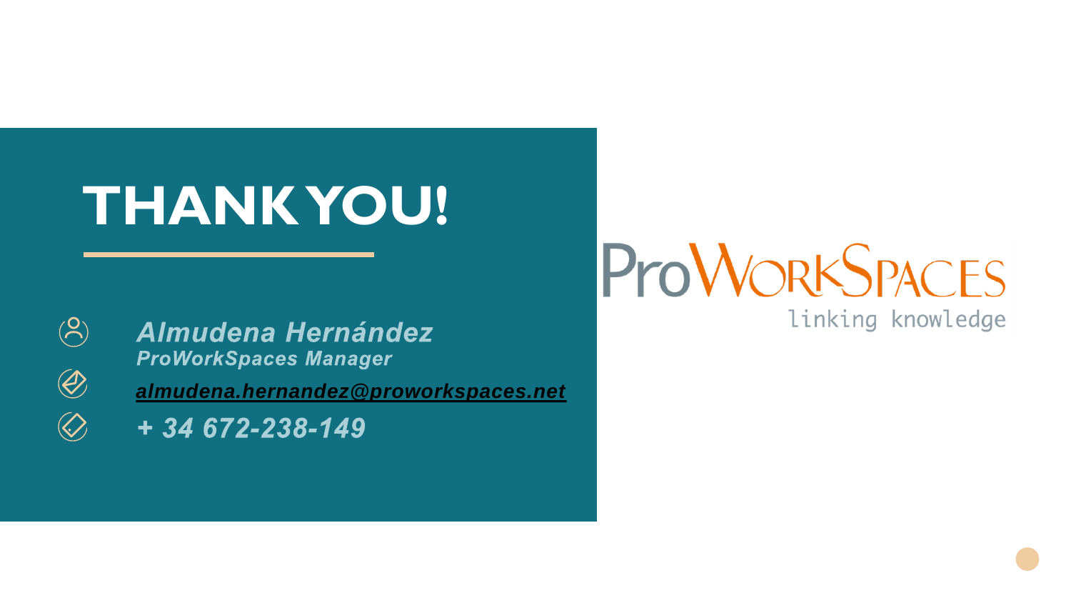# THANK YOU!

***Almudena Hernández***
***ProWorkSpaces Manager***

*almudena.hernandez@proworkspaces.net*

***+ 34 672-238-149***

ProWorkSpaces
linking knowledge